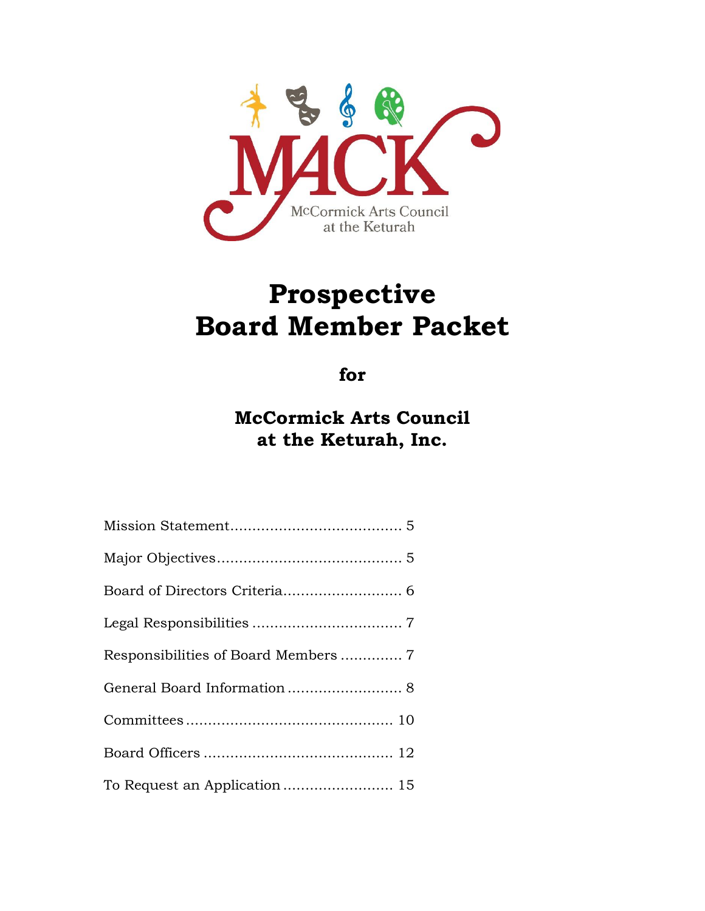MACK

McCormick Arts Council at the Keturah

# Prospective Board Member Packet

**for**

## McCormick Arts Council at the Keturah, Inc.

| | |
|---|---|
| Mission Statement | 5 |
| Major Objectives | 5 |
| Board of Directors Criteria | 6 |
| Legal Responsibilities | 7 |
| Responsibilities of Board Members | 7 |
| General Board Information | 8 |
| Committees | 10 |
| Board Officers | 12 |
| To Request an Application | 15 |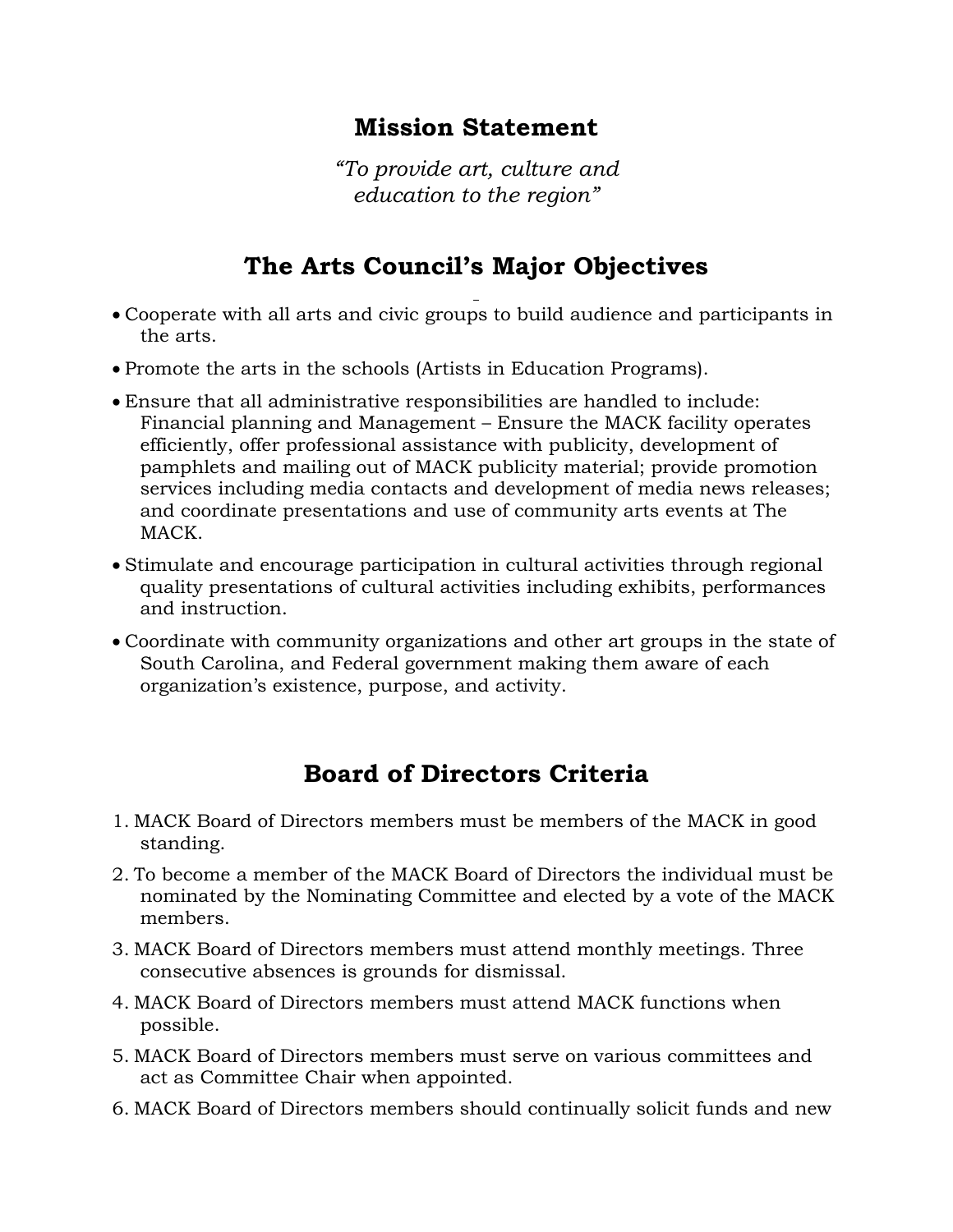## Mission Statement

*"To provide art, culture and education to the region"*

## The Arts Council's Major Objectives

- Cooperate with all arts and civic groups to build audience and participants in the arts.
- Promote the arts in the schools (Artists in Education Programs).
- Ensure that all administrative responsibilities are handled to include: Financial planning and Management – Ensure the MACK facility operates efficiently, offer professional assistance with publicity, development of pamphlets and mailing out of MACK publicity material; provide promotion services including media contacts and development of media news releases; and coordinate presentations and use of community arts events at The MACK.
- Stimulate and encourage participation in cultural activities through regional quality presentations of cultural activities including exhibits, performances and instruction.
- Coordinate with community organizations and other art groups in the state of South Carolina, and Federal government making them aware of each organization's existence, purpose, and activity.

## Board of Directors Criteria

1. MACK Board of Directors members must be members of the MACK in good standing.
2. To become a member of the MACK Board of Directors the individual must be nominated by the Nominating Committee and elected by a vote of the MACK members.
3. MACK Board of Directors members must attend monthly meetings. Three consecutive absences is grounds for dismissal.
4. MACK Board of Directors members must attend MACK functions when possible.
5. MACK Board of Directors members must serve on various committees and act as Committee Chair when appointed.
6. MACK Board of Directors members should continually solicit funds and new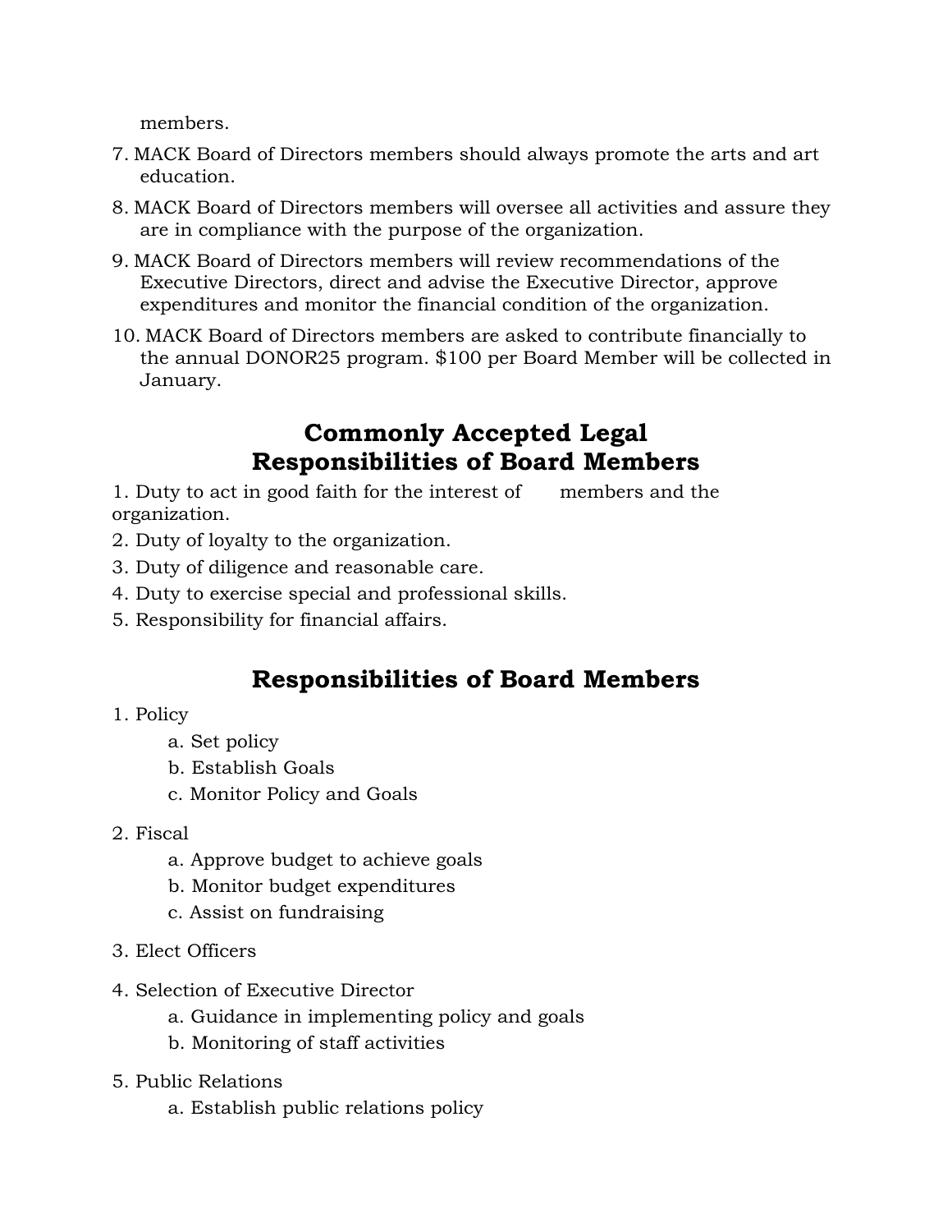members.

7. MACK Board of Directors members should always promote the arts and art education.
8. MACK Board of Directors members will oversee all activities and assure they are in compliance with the purpose of the organization.
9. MACK Board of Directors members will review recommendations of the Executive Directors, direct and advise the Executive Director, approve expenditures and monitor the financial condition of the organization.
10. MACK Board of Directors members are asked to contribute financially to the annual DONOR25 program. $100 per Board Member will be collected in January.

## Commonly Accepted Legal Responsibilities of Board Members

1. Duty to act in good faith for the interest of members and the organization.
2. Duty of loyalty to the organization.
3. Duty of diligence and reasonable care.
4. Duty to exercise special and professional skills.
5. Responsibility for financial affairs.

## Responsibilities of Board Members

1. Policy
   a. Set policy
   b. Establish Goals
   c. Monitor Policy and Goals
2. Fiscal
   a. Approve budget to achieve goals
   b. Monitor budget expenditures
   c. Assist on fundraising
3. Elect Officers
4. Selection of Executive Director
   a. Guidance in implementing policy and goals
   b. Monitoring of staff activities
5. Public Relations
   a. Establish public relations policy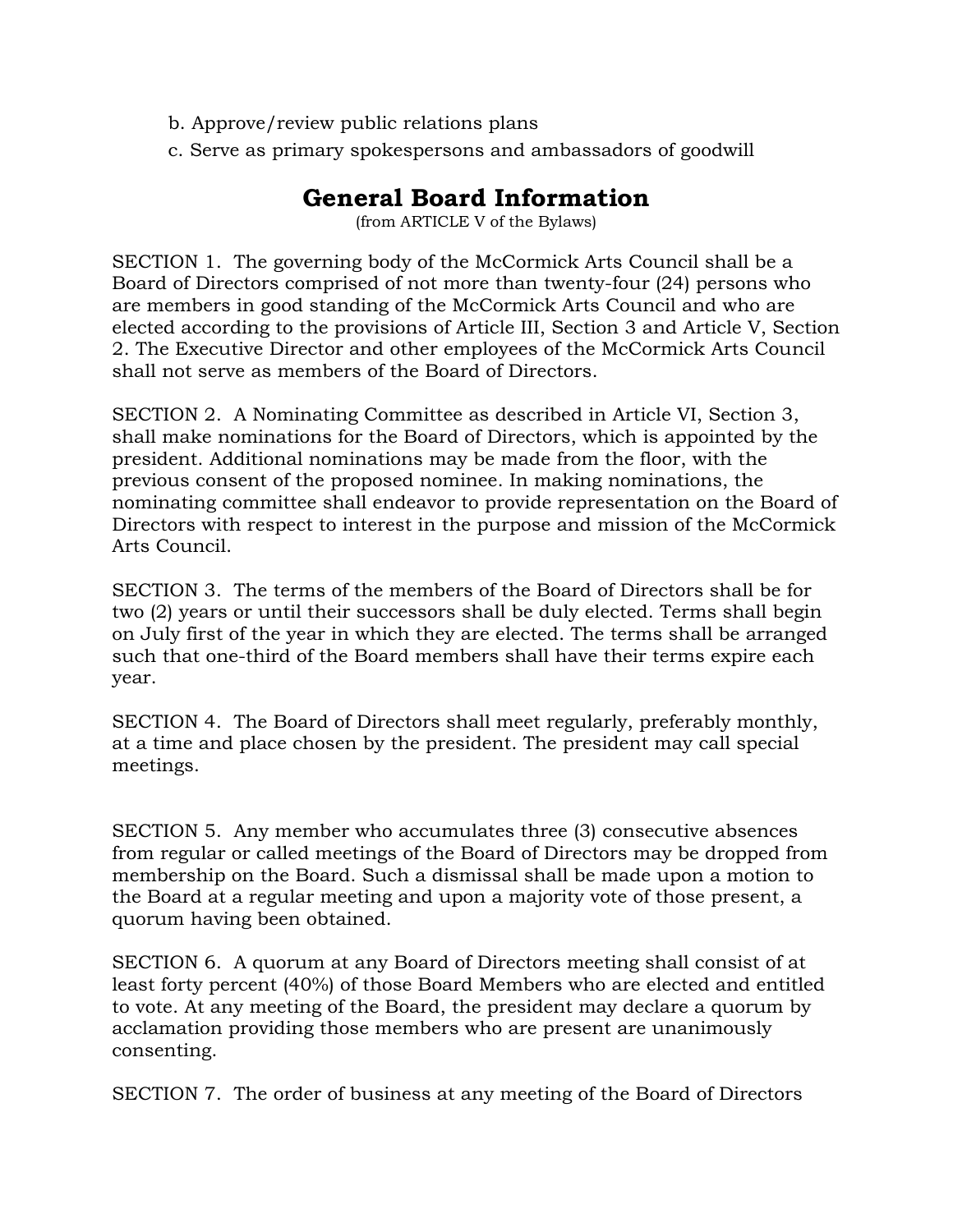b. Approve/review public relations plans
c. Serve as primary spokespersons and ambassadors of goodwill

## General Board Information

(from ARTICLE V of the Bylaws)

SECTION 1. The governing body of the McCormick Arts Council shall be a Board of Directors comprised of not more than twenty-four (24) persons who are members in good standing of the McCormick Arts Council and who are elected according to the provisions of Article III, Section 3 and Article V, Section 2. The Executive Director and other employees of the McCormick Arts Council shall not serve as members of the Board of Directors.

SECTION 2. A Nominating Committee as described in Article VI, Section 3, shall make nominations for the Board of Directors, which is appointed by the president. Additional nominations may be made from the floor, with the previous consent of the proposed nominee. In making nominations, the nominating committee shall endeavor to provide representation on the Board of Directors with respect to interest in the purpose and mission of the McCormick Arts Council.

SECTION 3. The terms of the members of the Board of Directors shall be for two (2) years or until their successors shall be duly elected. Terms shall begin on July first of the year in which they are elected. The terms shall be arranged such that one-third of the Board members shall have their terms expire each year.

SECTION 4. The Board of Directors shall meet regularly, preferably monthly, at a time and place chosen by the president. The president may call special meetings.

SECTION 5. Any member who accumulates three (3) consecutive absences from regular or called meetings of the Board of Directors may be dropped from membership on the Board. Such a dismissal shall be made upon a motion to the Board at a regular meeting and upon a majority vote of those present, a quorum having been obtained.

SECTION 6. A quorum at any Board of Directors meeting shall consist of at least forty percent (40%) of those Board Members who are elected and entitled to vote. At any meeting of the Board, the president may declare a quorum by acclamation providing those members who are present are unanimously consenting.

SECTION 7. The order of business at any meeting of the Board of Directors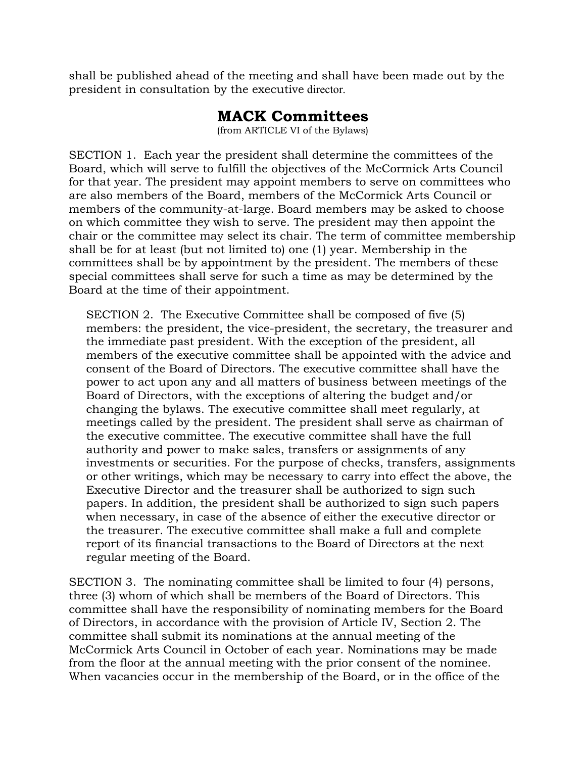shall be published ahead of the meeting and shall have been made out by the president in consultation by the executive director.

## MACK Committees

(from ARTICLE VI of the Bylaws)

SECTION 1. Each year the president shall determine the committees of the Board, which will serve to fulfill the objectives of the McCormick Arts Council for that year. The president may appoint members to serve on committees who are also members of the Board, members of the McCormick Arts Council or members of the community-at-large. Board members may be asked to choose on which committee they wish to serve. The president may then appoint the chair or the committee may select its chair. The term of committee membership shall be for at least (but not limited to) one (1) year. Membership in the committees shall be by appointment by the president. The members of these special committees shall serve for such a time as may be determined by the Board at the time of their appointment.

SECTION 2. The Executive Committee shall be composed of five (5) members: the president, the vice-president, the secretary, the treasurer and the immediate past president. With the exception of the president, all members of the executive committee shall be appointed with the advice and consent of the Board of Directors. The executive committee shall have the power to act upon any and all matters of business between meetings of the Board of Directors, with the exceptions of altering the budget and/or changing the bylaws. The executive committee shall meet regularly, at meetings called by the president. The president shall serve as chairman of the executive committee. The executive committee shall have the full authority and power to make sales, transfers or assignments of any investments or securities. For the purpose of checks, transfers, assignments or other writings, which may be necessary to carry into effect the above, the Executive Director and the treasurer shall be authorized to sign such papers. In addition, the president shall be authorized to sign such papers when necessary, in case of the absence of either the executive director or the treasurer. The executive committee shall make a full and complete report of its financial transactions to the Board of Directors at the next regular meeting of the Board.

SECTION 3. The nominating committee shall be limited to four (4) persons, three (3) whom of which shall be members of the Board of Directors. This committee shall have the responsibility of nominating members for the Board of Directors, in accordance with the provision of Article IV, Section 2. The committee shall submit its nominations at the annual meeting of the McCormick Arts Council in October of each year. Nominations may be made from the floor at the annual meeting with the prior consent of the nominee. When vacancies occur in the membership of the Board, or in the office of the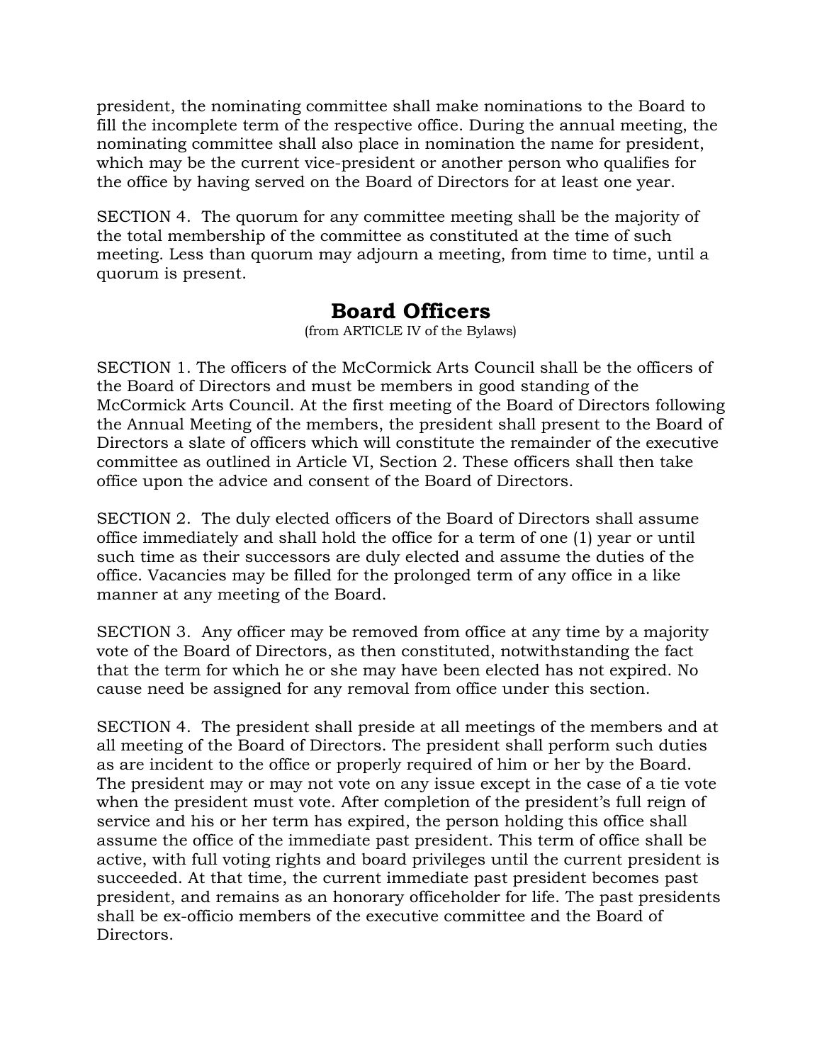president, the nominating committee shall make nominations to the Board to fill the incomplete term of the respective office. During the annual meeting, the nominating committee shall also place in nomination the name for president, which may be the current vice-president or another person who qualifies for the office by having served on the Board of Directors for at least one year.

SECTION 4. The quorum for any committee meeting shall be the majority of the total membership of the committee as constituted at the time of such meeting. Less than quorum may adjourn a meeting, from time to time, until a quorum is present.

## Board Officers

(from ARTICLE IV of the Bylaws)

SECTION 1. The officers of the McCormick Arts Council shall be the officers of the Board of Directors and must be members in good standing of the McCormick Arts Council. At the first meeting of the Board of Directors following the Annual Meeting of the members, the president shall present to the Board of Directors a slate of officers which will constitute the remainder of the executive committee as outlined in Article VI, Section 2. These officers shall then take office upon the advice and consent of the Board of Directors.

SECTION 2. The duly elected officers of the Board of Directors shall assume office immediately and shall hold the office for a term of one (1) year or until such time as their successors are duly elected and assume the duties of the office. Vacancies may be filled for the prolonged term of any office in a like manner at any meeting of the Board.

SECTION 3. Any officer may be removed from office at any time by a majority vote of the Board of Directors, as then constituted, notwithstanding the fact that the term for which he or she may have been elected has not expired. No cause need be assigned for any removal from office under this section.

SECTION 4. The president shall preside at all meetings of the members and at all meeting of the Board of Directors. The president shall perform such duties as are incident to the office or properly required of him or her by the Board. The president may or may not vote on any issue except in the case of a tie vote when the president must vote. After completion of the president's full reign of service and his or her term has expired, the person holding this office shall assume the office of the immediate past president. This term of office shall be active, with full voting rights and board privileges until the current president is succeeded. At that time, the current immediate past president becomes past president, and remains as an honorary officeholder for life. The past presidents shall be ex-officio members of the executive committee and the Board of Directors.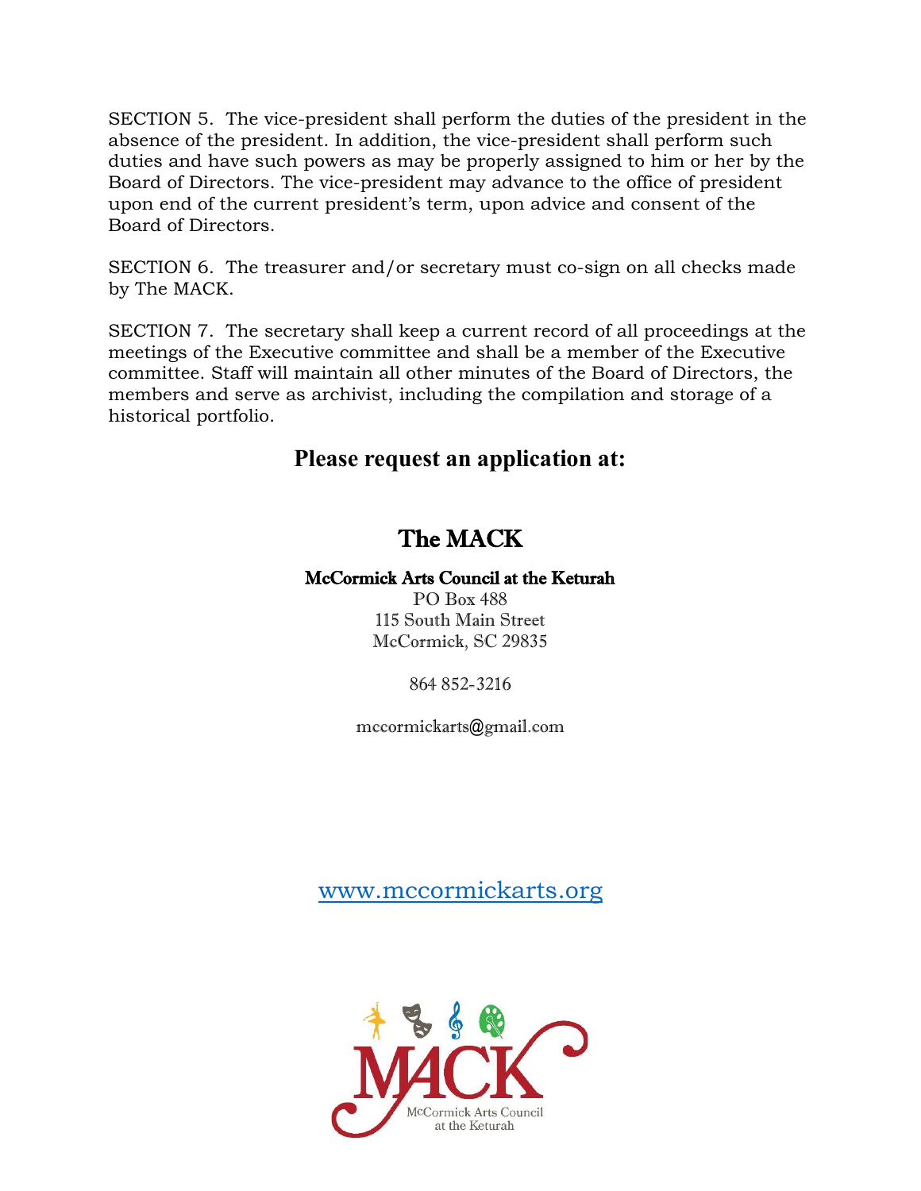SECTION 5. The vice-president shall perform the duties of the president in the absence of the president. In addition, the vice-president shall perform such duties and have such powers as may be properly assigned to him or her by the Board of Directors. The vice-president may advance to the office of president upon end of the current president's term, upon advice and consent of the Board of Directors.

SECTION 6. The treasurer and/or secretary must co-sign on all checks made by The MACK.

SECTION 7. The secretary shall keep a current record of all proceedings at the meetings of the Executive committee and shall be a member of the Executive committee. Staff will maintain all other minutes of the Board of Directors, the members and serve as archivist, including the compilation and storage of a historical portfolio.

## Please request an application at:

## The MACK

**McCormick Arts Council at the Keturah**

PO Box 488
115 South Main Street
McCormick, SC 29835

864 852-3216

mccormickarts@gmail.com

www.mccormickarts.org